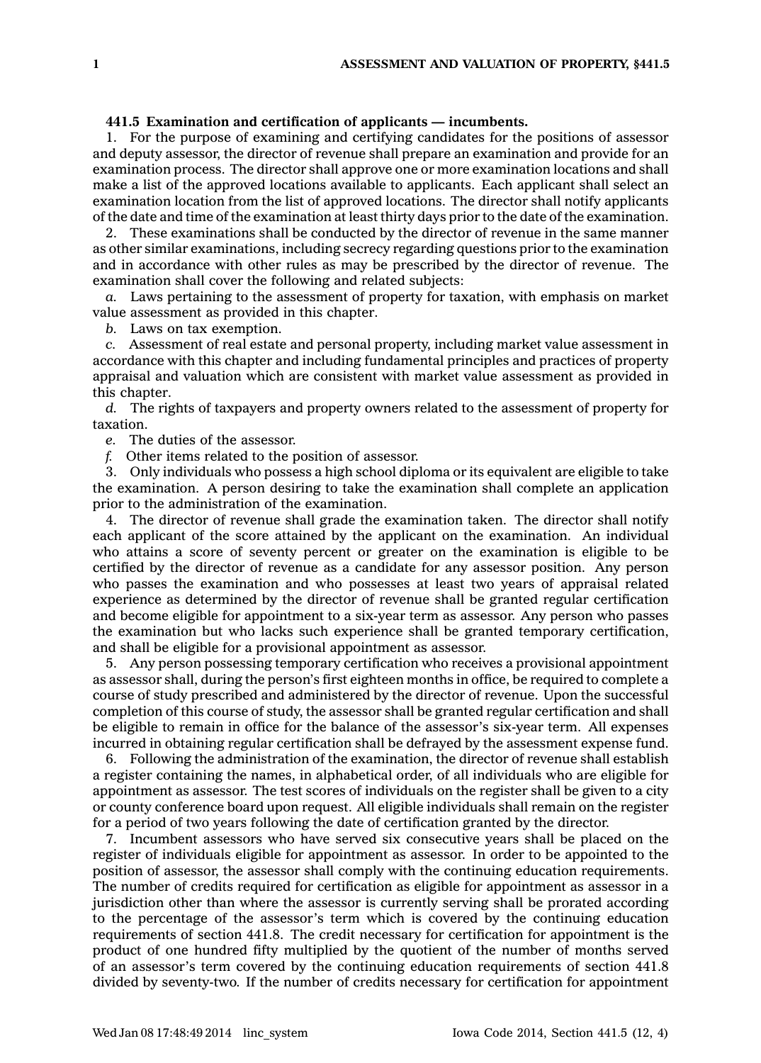**441.5 Examination and certification of applicants — incumbents.**

1. For the purpose of examining and certifying candidates for the positions of assessor and deputy assessor, the director of revenue shall prepare an examination and provide for an examination process. The director shall approve one or more examination locations and shall make a list of the approved locations available to applicants. Each applicant shall select an examination location from the list of approved locations. The director shall notify applicants of the date and time of the examination at least thirty days prior to the date of the examination.

2. These examinations shall be conducted by the director of revenue in the same manner as other similar examinations, including secrecy regarding questions prior to the examination and in accordance with other rules as may be prescribed by the director of revenue. The examination shall cover the following and related subjects:

*a.* Laws pertaining to the assessment of property for taxation, with emphasis on market value assessment as provided in this chapter.

*b.* Laws on tax exemption.

*c.* Assessment of real estate and personal property, including market value assessment in accordance with this chapter and including fundamental principles and practices of property appraisal and valuation which are consistent with market value assessment as provided in this chapter.

*d.* The rights of taxpayers and property owners related to the assessment of property for taxation.

*e.* The duties of the assessor.

*f.* Other items related to the position of assessor.

3. Only individuals who possess a high school diploma or its equivalent are eligible to take the examination. A person desiring to take the examination shall complete an application prior to the administration of the examination.

4. The director of revenue shall grade the examination taken. The director shall notify each applicant of the score attained by the applicant on the examination. An individual who attains a score of seventy percent or greater on the examination is eligible to be certified by the director of revenue as a candidate for any assessor position. Any person who passes the examination and who possesses at least two years of appraisal related experience as determined by the director of revenue shall be granted regular certification and become eligible for appointment to a six-year term as assessor. Any person who passes the examination but who lacks such experience shall be granted temporary certification, and shall be eligible for a provisional appointment as assessor.

5. Any person possessing temporary certification who receives a provisional appointment as assessor shall, during the person's first eighteen months in office, be required to complete a course of study prescribed and administered by the director of revenue. Upon the successful completion of this course of study, the assessor shall be granted regular certification and shall be eligible to remain in office for the balance of the assessor's six-year term. All expenses incurred in obtaining regular certification shall be defrayed by the assessment expense fund.

6. Following the administration of the examination, the director of revenue shall establish a register containing the names, in alphabetical order, of all individuals who are eligible for appointment as assessor. The test scores of individuals on the register shall be given to a city or county conference board upon request. All eligible individuals shall remain on the register for a period of two years following the date of certification granted by the director.

7. Incumbent assessors who have served six consecutive years shall be placed on the register of individuals eligible for appointment as assessor. In order to be appointed to the position of assessor, the assessor shall comply with the continuing education requirements. The number of credits required for certification as eligible for appointment as assessor in a jurisdiction other than where the assessor is currently serving shall be prorated according to the percentage of the assessor's term which is covered by the continuing education requirements of section 441.8. The credit necessary for certification for appointment is the product of one hundred fifty multiplied by the quotient of the number of months served of an assessor's term covered by the continuing education requirements of section 441.8 divided by seventy-two. If the number of credits necessary for certification for appointment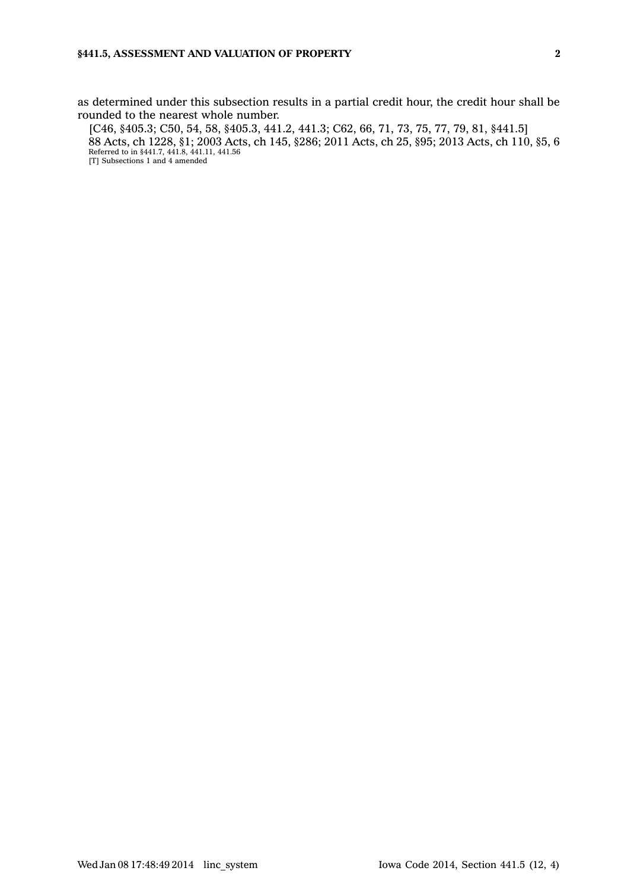as determined under this subsection results in a partial credit hour, the credit hour shall be rounded to the nearest whole number.

[C46, §405.3; C50, 54, 58, §405.3, 441.2, 441.3; C62, 66, 71, 73, 75, 77, 79, 81, §441.5]

88 Acts, ch 1228, §1; 2003 Acts, ch 145, §286; 2011 Acts, ch 25, §95; 2013 Acts, ch 110, §5, 6

Referred to in §441.7, 441.8, 441.11, 441.56

[T] Subsections 1 and 4 amended